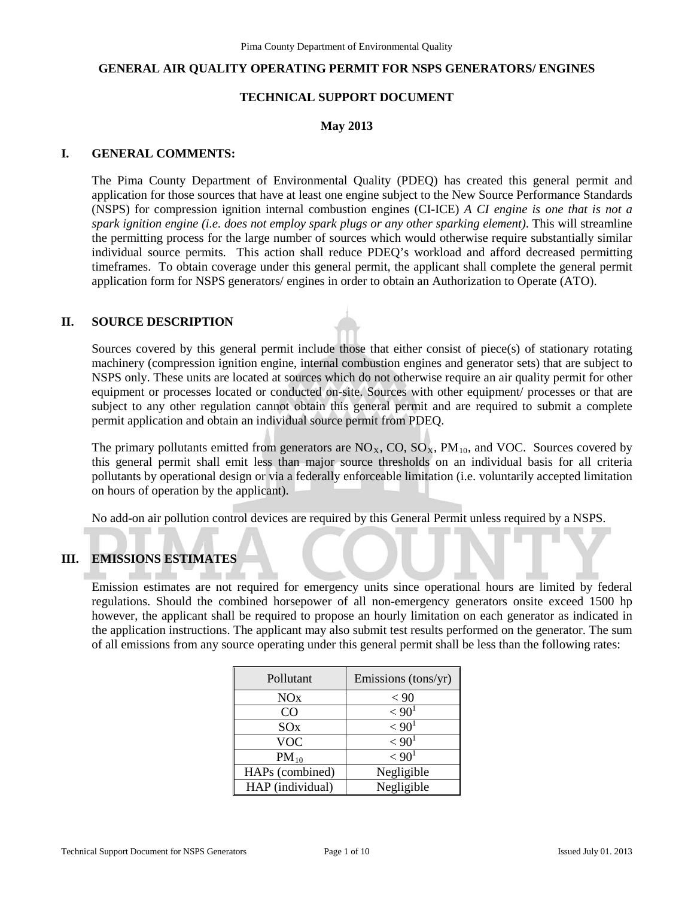# GENERAL AIR QUALITY OPERATING PERMIT FOR NSPS GENERATORS/ ENGINES

## TECHNICAL SUPPORT DOCUMENT

**May 2013**

## I. GENERAL COMMENTS:

The Pima County Department of Environmental Quality (PDEQ) has created this general permit and application for those sources that have at least one engine subject to the New Source Performance Standards (NSPS) for compression ignition internal combustion engines (CI-ICE) *A CI engine is one that is not a spark ignition engine (i.e. does not employ spark plugs or any other sparking element).* This will streamline the permitting process for the large number of sources which would otherwise require substantially similar individual source permits. This action shall reduce PDEQ's workload and afford decreased permitting timeframes. To obtain coverage under this general permit, the applicant shall complete the general permit application form for NSPS generators/ engines in order to obtain an Authorization to Operate (ATO).

## II. SOURCE DESCRIPTION

Sources covered by this general permit include those that either consist of piece(s) of stationary rotating machinery (compression ignition engine, internal combustion engines and generator sets) that are subject to NSPS only. These units are located at sources which do not otherwise require an air quality permit for other equipment or processes located or conducted on-site. Sources with other equipment/ processes or that are subject to any other regulation cannot obtain this general permit and are required to submit a complete permit application and obtain an individual source permit from PDEQ.

The primary pollutants emitted from generators are $NO_X$, CO, $SO_X$, $PM_{10}$, and VOC. Sources covered by this general permit shall emit less than major source thresholds on an individual basis for all criteria pollutants by operational design or via a federally enforceable limitation (i.e. voluntarily accepted limitation on hours of operation by the applicant).

No add-on air pollution control devices are required by this General Permit unless required by a NSPS.

## III. EMISSIONS ESTIMATES

Emission estimates are not required for emergency units since operational hours are limited by federal regulations. Should the combined horsepower of all non-emergency generators onsite exceed 1500 hp however, the applicant shall be required to propose an hourly limitation on each generator as indicated in the application instructions. The applicant may also submit test results performed on the generator. The sum of all emissions from any source operating under this general permit shall be less than the following rates:

| Pollutant | Emissions (tons/yr) |
|---|---|
| NOx | < 90 |
| CO | < 90[1] |
| SOx | < 90[1] |
| VOC | < 90[1] |
| $PM_{10}$ | < 90[1] |
| HAPs (combined) | Negligible |
| HAP (individual) | Negligible |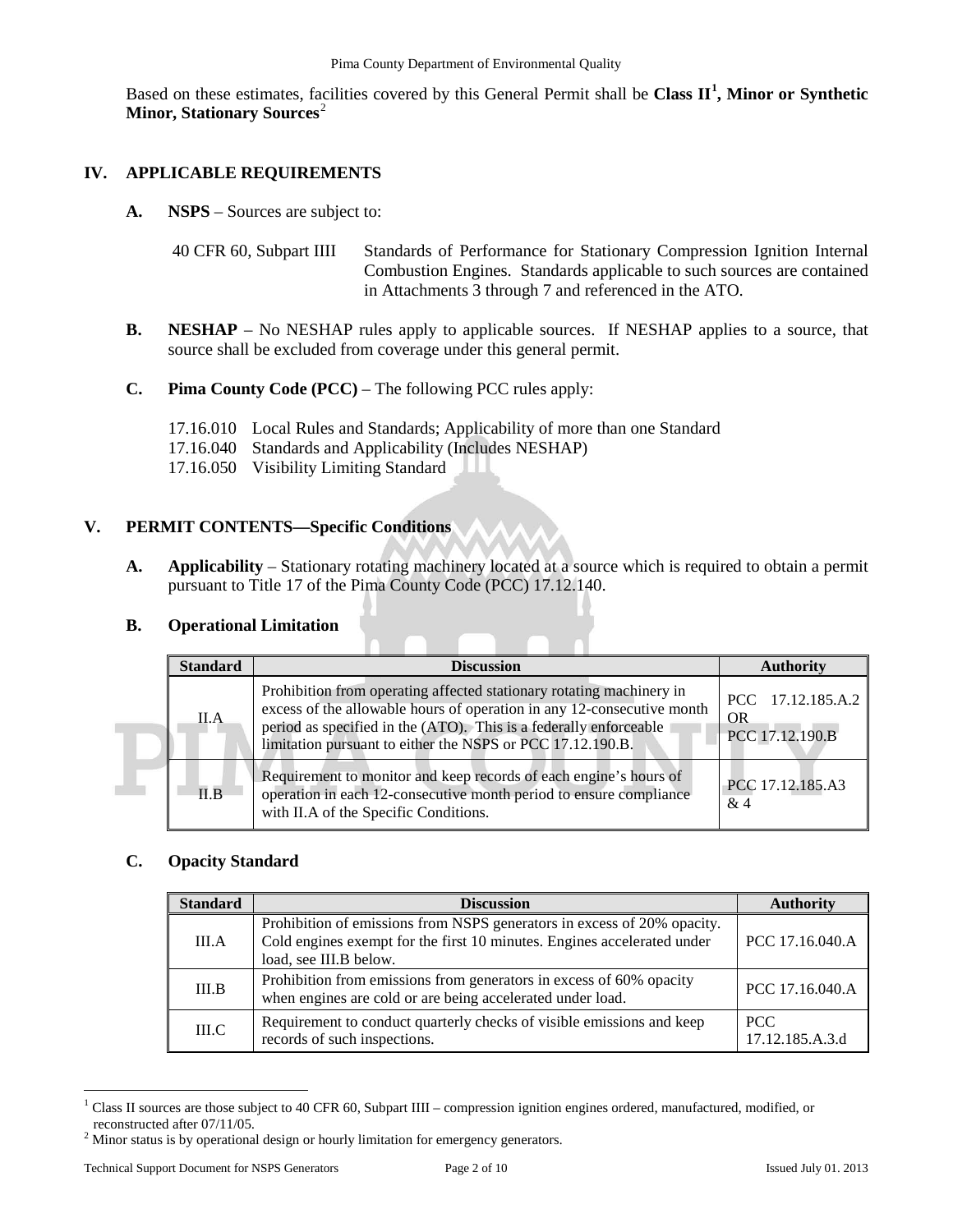Based on these estimates, facilities covered by this General Permit shall be **Class II[1], Minor or Synthetic Minor, Stationary Sources**[2]

## IV. APPLICABLE REQUIREMENTS

**A. NSPS** – Sources are subject to:

| | |
|---|---|
| 40 CFR 60, Subpart IIII | Standards of Performance for Stationary Compression Ignition Internal Combustion Engines. Standards applicable to such sources are contained in Attachments 3 through 7 and referenced in the ATO. |

**B. NESHAP** – No NESHAP rules apply to applicable sources. If NESHAP applies to a source, that source shall be excluded from coverage under this general permit.

**C. Pima County Code (PCC)** – The following PCC rules apply:

17.16.010 Local Rules and Standards; Applicability of more than one Standard
17.16.040 Standards and Applicability (Includes NESHAP)
17.16.050 Visibility Limiting Standard

## V. PERMIT CONTENTS—Specific Conditions

**A. Applicability** – Stationary rotating machinery located at a source which is required to obtain a permit pursuant to Title 17 of the Pima County Code (PCC) 17.12.140.

**B. Operational Limitation**

| Standard | Discussion | Authority |
|---|---|---|
| II.A | Prohibition from operating affected stationary rotating machinery in excess of the allowable hours of operation in any 12-consecutive month period as specified in the (ATO). This is a federally enforceable limitation pursuant to either the NSPS or PCC 17.12.190.B. | PCC 17.12.185.A.2 OR PCC 17.12.190.B |
| II.B | Requirement to monitor and keep records of each engine's hours of operation in each 12-consecutive month period to ensure compliance with II.A of the Specific Conditions. | PCC 17.12.185.A3 & 4 |

**C. Opacity Standard**

| Standard | Discussion | Authority |
|---|---|---|
| III.A | Prohibition of emissions from NSPS generators in excess of 20% opacity. Cold engines exempt for the first 10 minutes. Engines accelerated under load, see III.B below. | PCC 17.16.040.A |
| III.B | Prohibition from emissions from generators in excess of 60% opacity when engines are cold or are being accelerated under load. | PCC 17.16.040.A |
| III.C | Requirement to conduct quarterly checks of visible emissions and keep records of such inspections. | PCC 17.12.185.A.3.d |

---

[1] Class II sources are those subject to 40 CFR 60, Subpart IIII – compression ignition engines ordered, manufactured, modified, or reconstructed after 07/11/05.

[2] Minor status is by operational design or hourly limitation for emergency generators.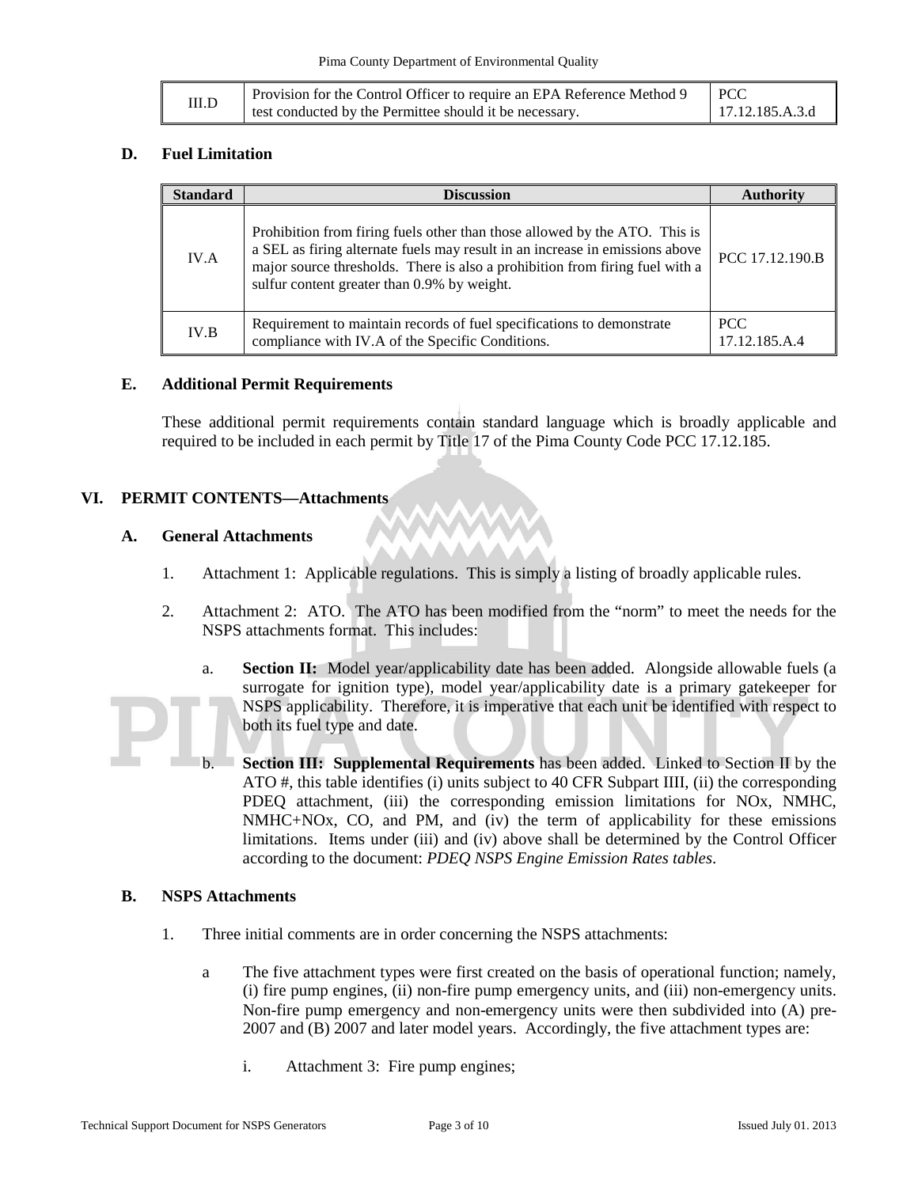| III.D | Provision for the Control Officer to require an EPA Reference Method 9 test conducted by the Permittee should it be necessary. | PCC 17.12.185.A.3.d |
|---|---|---|

### D. Fuel Limitation

| Standard | Discussion | Authority |
|---|---|---|
| IV.A | Prohibition from firing fuels other than those allowed by the ATO. This is a SEL as firing alternate fuels may result in an increase in emissions above major source thresholds. There is also a prohibition from firing fuel with a sulfur content greater than 0.9% by weight. | PCC 17.12.190.B |
| IV.B | Requirement to maintain records of fuel specifications to demonstrate compliance with IV.A of the Specific Conditions. | PCC 17.12.185.A.4 |

### E. Additional Permit Requirements

These additional permit requirements contain standard language which is broadly applicable and required to be included in each permit by Title 17 of the Pima County Code PCC 17.12.185.

## VI. PERMIT CONTENTS—Attachments

### A. General Attachments

1. Attachment 1: Applicable regulations. This is simply a listing of broadly applicable rules.

2. Attachment 2: ATO. The ATO has been modified from the "norm" to meet the needs for the NSPS attachments format. This includes:

   a. **Section II:** Model year/applicability date has been added. Alongside allowable fuels (a surrogate for ignition type), model year/applicability date is a primary gatekeeper for NSPS applicability. Therefore, it is imperative that each unit be identified with respect to both its fuel type and date.

   b. **Section III: Supplemental Requirements** has been added. Linked to Section II by the ATO #, this table identifies (i) units subject to 40 CFR Subpart IIII, (ii) the corresponding PDEQ attachment, (iii) the corresponding emission limitations for NOx, NMHC, NMHC+NOx, CO, and PM, and (iv) the term of applicability for these emissions limitations. Items under (iii) and (iv) above shall be determined by the Control Officer according to the document: *PDEQ NSPS Engine Emission Rates tables*.

### B. NSPS Attachments

1. Three initial comments are in order concerning the NSPS attachments:

   a The five attachment types were first created on the basis of operational function; namely, (i) fire pump engines, (ii) non-fire pump emergency units, and (iii) non-emergency units. Non-fire pump emergency and non-emergency units were then subdivided into (A) pre-2007 and (B) 2007 and later model years. Accordingly, the five attachment types are:

      i. Attachment 3: Fire pump engines;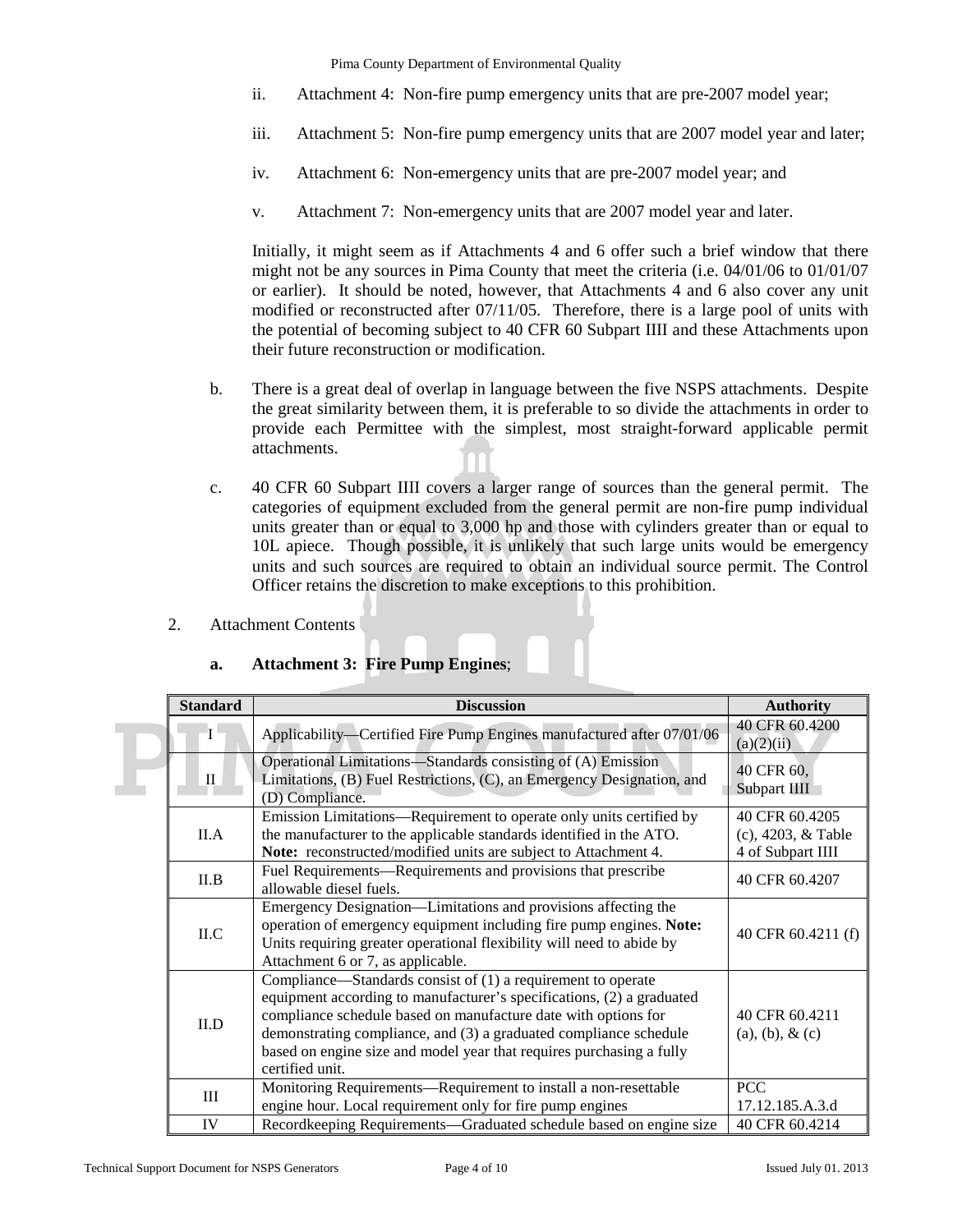ii. Attachment 4: Non-fire pump emergency units that are pre-2007 model year;

iii. Attachment 5: Non-fire pump emergency units that are 2007 model year and later;

iv. Attachment 6: Non-emergency units that are pre-2007 model year; and

v. Attachment 7: Non-emergency units that are 2007 model year and later.

Initially, it might seem as if Attachments 4 and 6 offer such a brief window that there might not be any sources in Pima County that meet the criteria (i.e. 04/01/06 to 01/01/07 or earlier). It should be noted, however, that Attachments 4 and 6 also cover any unit modified or reconstructed after 07/11/05. Therefore, there is a large pool of units with the potential of becoming subject to 40 CFR 60 Subpart IIII and these Attachments upon their future reconstruction or modification.

b. There is a great deal of overlap in language between the five NSPS attachments. Despite the great similarity between them, it is preferable to so divide the attachments in order to provide each Permittee with the simplest, most straight-forward applicable permit attachments.

c. 40 CFR 60 Subpart IIII covers a larger range of sources than the general permit. The categories of equipment excluded from the general permit are non-fire pump individual units greater than or equal to 3,000 hp and those with cylinders greater than or equal to 10L apiece. Though possible, it is unlikely that such large units would be emergency units and such sources are required to obtain an individual source permit. The Control Officer retains the discretion to make exceptions to this prohibition.

2. Attachment Contents

**a. Attachment 3: Fire Pump Engines**;

| Standard | Discussion | Authority |
|---|---|---|
| I | Applicability—Certified Fire Pump Engines manufactured after 07/01/06 | 40 CFR 60.4200 (a)(2)(ii) |
| II | Operational Limitations—Standards consisting of (A) Emission Limitations, (B) Fuel Restrictions, (C), an Emergency Designation, and (D) Compliance. | 40 CFR 60, Subpart IIII |
| II.A | Emission Limitations—Requirement to operate only units certified by the manufacturer to the applicable standards identified in the ATO. **Note:** reconstructed/modified units are subject to Attachment 4. | 40 CFR 60.4205 (c), 4203, & Table 4 of Subpart IIII |
| II.B | Fuel Requirements—Requirements and provisions that prescribe allowable diesel fuels. | 40 CFR 60.4207 |
| II.C | Emergency Designation—Limitations and provisions affecting the operation of emergency equipment including fire pump engines. **Note:** Units requiring greater operational flexibility will need to abide by Attachment 6 or 7, as applicable. | 40 CFR 60.4211 (f) |
| II.D | Compliance—Standards consist of (1) a requirement to operate equipment according to manufacturer's specifications, (2) a graduated compliance schedule based on manufacture date with options for demonstrating compliance, and (3) a graduated compliance schedule based on engine size and model year that requires purchasing a fully certified unit. | 40 CFR 60.4211 (a), (b), & (c) |
| III | Monitoring Requirements—Requirement to install a non-resettable engine hour. Local requirement only for fire pump engines | PCC 17.12.185.A.3.d |
| IV | Recordkeeping Requirements—Graduated schedule based on engine size | 40 CFR 60.4214 |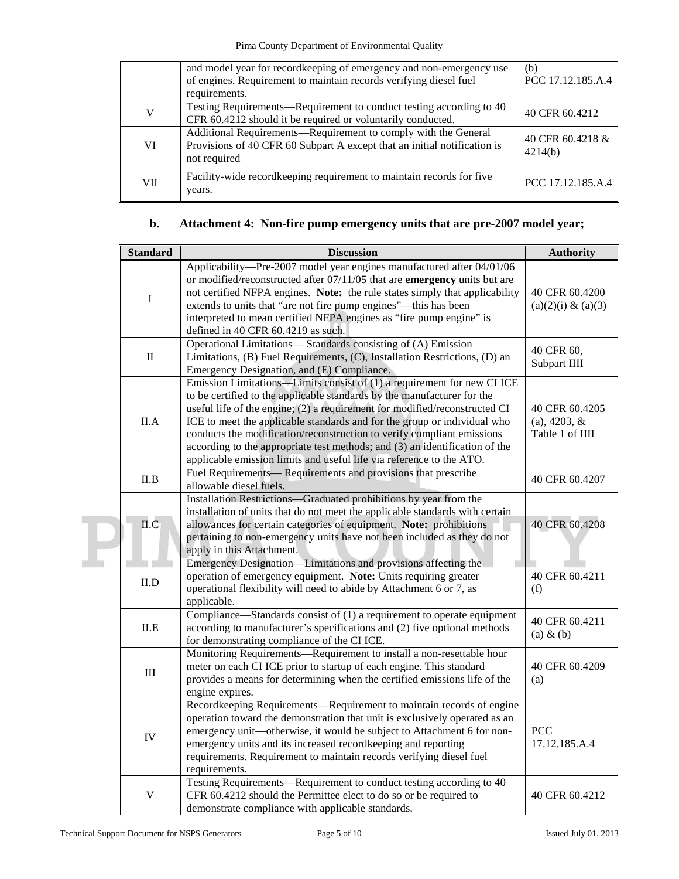| | and model year for recordkeeping of emergency and non-emergency use of engines. Requirement to maintain records verifying diesel fuel requirements. | (b) PCC 17.12.185.A.4 |
|---|---|---|
| V | Testing Requirements—Requirement to conduct testing according to 40 CFR 60.4212 should it be required or voluntarily conducted. | 40 CFR 60.4212 |
| VI | Additional Requirements—Requirement to comply with the General Provisions of 40 CFR 60 Subpart A except that an initial notification is not required | 40 CFR 60.4218 & 4214(b) |
| VII | Facility-wide recordkeeping requirement to maintain records for five years. | PCC 17.12.185.A.4 |

### b. Attachment 4: Non-fire pump emergency units that are pre-2007 model year;

| Standard | Discussion | Authority |
|---|---|---|
| I | Applicability—Pre-2007 model year engines manufactured after 04/01/06 or modified/reconstructed after 07/11/05 that are **emergency** units but are not certified NFPA engines. **Note:** the rule states simply that applicability extends to units that "are not fire pump engines"—this has been interpreted to mean certified NFPA engines as "fire pump engine" is defined in 40 CFR 60.4219 as such. | 40 CFR 60.4200 (a)(2)(i) & (a)(3) |
| II | Operational Limitations— Standards consisting of (A) Emission Limitations, (B) Fuel Requirements, (C), Installation Restrictions, (D) an Emergency Designation, and (E) Compliance. | 40 CFR 60, Subpart IIII |
| II.A | Emission Limitations—Limits consist of (1) a requirement for new CI ICE to be certified to the applicable standards by the manufacturer for the useful life of the engine; (2) a requirement for modified/reconstructed CI ICE to meet the applicable standards and for the group or individual who conducts the modification/reconstruction to verify compliant emissions according to the appropriate test methods; and (3) an identification of the applicable emission limits and useful life via reference to the ATO. | 40 CFR 60.4205 (a), 4203, & Table 1 of IIII |
| II.B | Fuel Requirements— Requirements and provisions that prescribe allowable diesel fuels. | 40 CFR 60.4207 |
| II.C | Installation Restrictions—Graduated prohibitions by year from the installation of units that do not meet the applicable standards with certain allowances for certain categories of equipment. **Note:** prohibitions pertaining to non-emergency units have not been included as they do not apply in this Attachment. | 40 CFR 60.4208 |
| II.D | Emergency Designation—Limitations and provisions affecting the operation of emergency equipment. **Note:** Units requiring greater operational flexibility will need to abide by Attachment 6 or 7, as applicable. | 40 CFR 60.4211 (f) |
| II.E | Compliance—Standards consist of (1) a requirement to operate equipment according to manufacturer's specifications and (2) five optional methods for demonstrating compliance of the CI ICE. | 40 CFR 60.4211 (a) & (b) |
| III | Monitoring Requirements—Requirement to install a non-resettable hour meter on each CI ICE prior to startup of each engine. This standard provides a means for determining when the certified emissions life of the engine expires. | 40 CFR 60.4209 (a) |
| IV | Recordkeeping Requirements—Requirement to maintain records of engine operation toward the demonstration that unit is exclusively operated as an emergency unit—otherwise, it would be subject to Attachment 6 for non-emergency units and its increased recordkeeping and reporting requirements. Requirement to maintain records verifying diesel fuel requirements. | PCC 17.12.185.A.4 |
| V | Testing Requirements—Requirement to conduct testing according to 40 CFR 60.4212 should the Permittee elect to do so or be required to demonstrate compliance with applicable standards. | 40 CFR 60.4212 |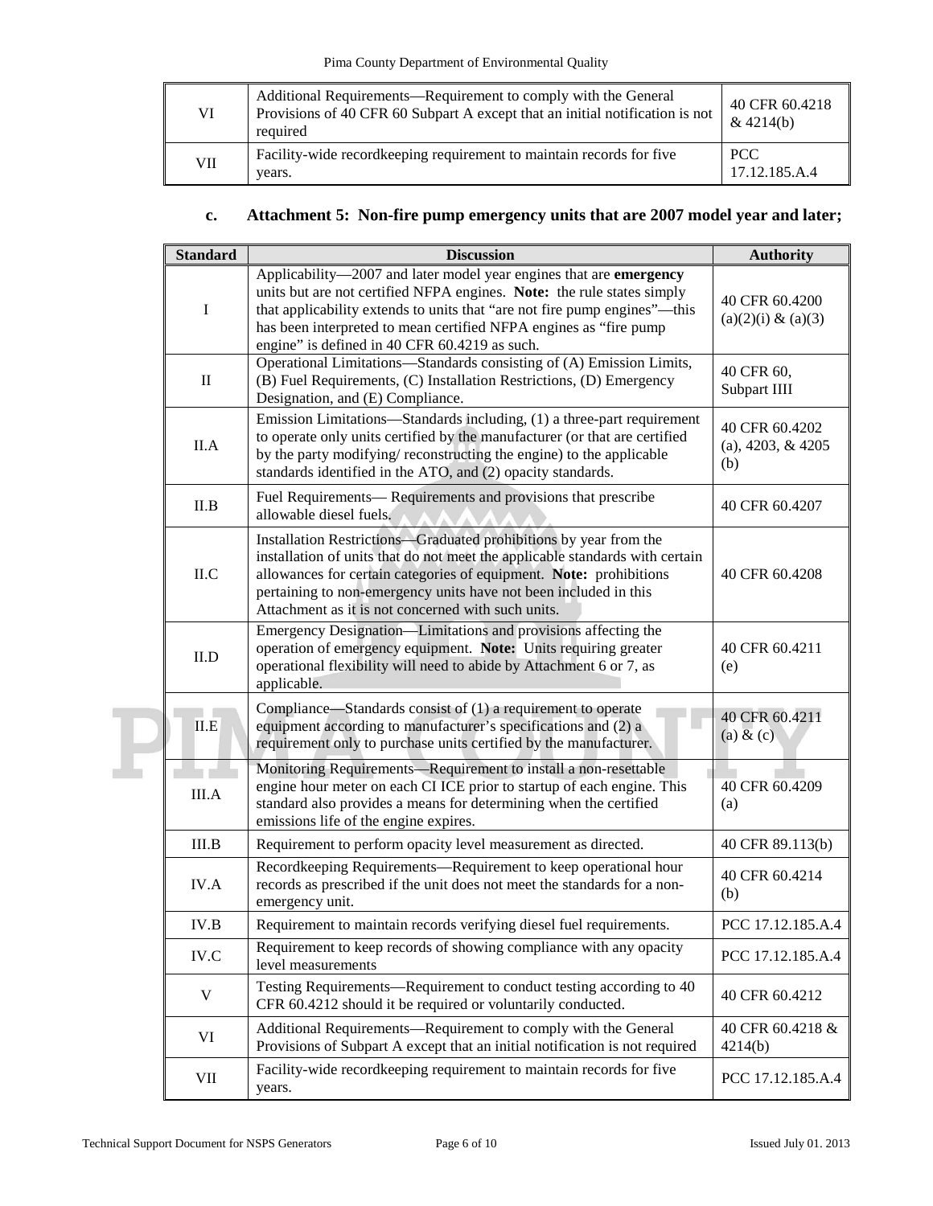| | | |
|---|---|---|
| VI | Additional Requirements—Requirement to comply with the General Provisions of 40 CFR 60 Subpart A except that an initial notification is not required | 40 CFR 60.4218 & 4214(b) |
| VII | Facility-wide recordkeeping requirement to maintain records for five years. | PCC 17.12.185.A.4 |

### c. Attachment 5: Non-fire pump emergency units that are 2007 model year and later;

| Standard | Discussion | Authority |
|---|---|---|
| I | Applicability—2007 and later model year engines that are **emergency** units but are not certified NFPA engines. **Note:** the rule states simply that applicability extends to units that "are not fire pump engines"—this has been interpreted to mean certified NFPA engines as "fire pump engine" is defined in 40 CFR 60.4219 as such. | 40 CFR 60.4200 (a)(2)(i) & (a)(3) |
| II | Operational Limitations—Standards consisting of (A) Emission Limits, (B) Fuel Requirements, (C) Installation Restrictions, (D) Emergency Designation, and (E) Compliance. | 40 CFR 60, Subpart IIII |
| II.A | Emission Limitations—Standards including, (1) a three-part requirement to operate only units certified by the manufacturer (or that are certified by the party modifying/ reconstructing the engine) to the applicable standards identified in the ATO, and (2) opacity standards. | 40 CFR 60.4202 (a), 4203, & 4205 (b) |
| II.B | Fuel Requirements— Requirements and provisions that prescribe allowable diesel fuels. | 40 CFR 60.4207 |
| II.C | Installation Restrictions—Graduated prohibitions by year from the installation of units that do not meet the applicable standards with certain allowances for certain categories of equipment. **Note:** prohibitions pertaining to non-emergency units have not been included in this Attachment as it is not concerned with such units. | 40 CFR 60.4208 |
| II.D | Emergency Designation—Limitations and provisions affecting the operation of emergency equipment. **Note:** Units requiring greater operational flexibility will need to abide by Attachment 6 or 7, as applicable. | 40 CFR 60.4211 (e) |
| II.E | Compliance—Standards consist of (1) a requirement to operate equipment according to manufacturer's specifications and (2) a requirement only to purchase units certified by the manufacturer. | 40 CFR 60.4211 (a) & (c) |
| III.A | Monitoring Requirements—Requirement to install a non-resettable engine hour meter on each CI ICE prior to startup of each engine. This standard also provides a means for determining when the certified emissions life of the engine expires. | 40 CFR 60.4209 (a) |
| III.B | Requirement to perform opacity level measurement as directed. | 40 CFR 89.113(b) |
| IV.A | Recordkeeping Requirements—Requirement to keep operational hour records as prescribed if the unit does not meet the standards for a non-emergency unit. | 40 CFR 60.4214 (b) |
| IV.B | Requirement to maintain records verifying diesel fuel requirements. | PCC 17.12.185.A.4 |
| IV.C | Requirement to keep records of showing compliance with any opacity level measurements | PCC 17.12.185.A.4 |
| V | Testing Requirements—Requirement to conduct testing according to 40 CFR 60.4212 should it be required or voluntarily conducted. | 40 CFR 60.4212 |
| VI | Additional Requirements—Requirement to comply with the General Provisions of Subpart A except that an initial notification is not required | 40 CFR 60.4218 & 4214(b) |
| VII | Facility-wide recordkeeping requirement to maintain records for five years. | PCC 17.12.185.A.4 |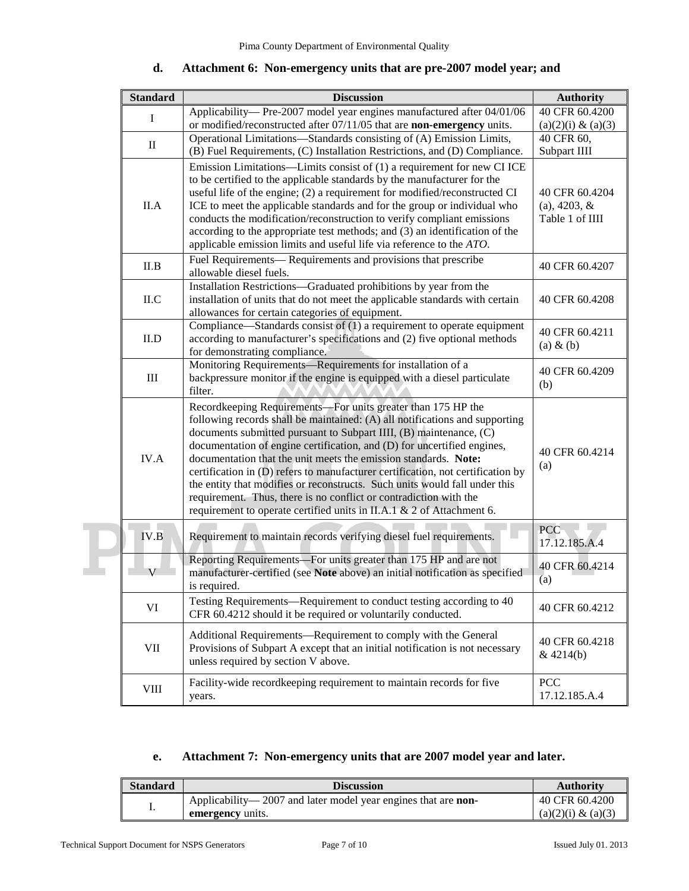#### d. Attachment 6: Non-emergency units that are pre-2007 model year; and

| Standard | Discussion | Authority |
|---|---|---|
| I | Applicability— Pre-2007 model year engines manufactured after 04/01/06 or modified/reconstructed after 07/11/05 that are **non-emergency** units. | 40 CFR 60.4200 (a)(2)(i) & (a)(3) |
| II | Operational Limitations—Standards consisting of (A) Emission Limits, (B) Fuel Requirements, (C) Installation Restrictions, and (D) Compliance. | 40 CFR 60, Subpart IIII |
| II.A | Emission Limitations—Limits consist of (1) a requirement for new CI ICE to be certified to the applicable standards by the manufacturer for the useful life of the engine; (2) a requirement for modified/reconstructed CI ICE to meet the applicable standards and for the group or individual who conducts the modification/reconstruction to verify compliant emissions according to the appropriate test methods; and (3) an identification of the applicable emission limits and useful life via reference to the *ATO*. | 40 CFR 60.4204 (a), 4203, & Table 1 of IIII |
| II.B | Fuel Requirements— Requirements and provisions that prescribe allowable diesel fuels. | 40 CFR 60.4207 |
| II.C | Installation Restrictions—Graduated prohibitions by year from the installation of units that do not meet the applicable standards with certain allowances for certain categories of equipment. | 40 CFR 60.4208 |
| II.D | Compliance—Standards consist of (1) a requirement to operate equipment according to manufacturer's specifications and (2) five optional methods for demonstrating compliance. | 40 CFR 60.4211 (a) & (b) |
| III | Monitoring Requirements—Requirements for installation of a backpressure monitor if the engine is equipped with a diesel particulate filter. | 40 CFR 60.4209 (b) |
| IV.A | Recordkeeping Requirements—For units greater than 175 HP the following records shall be maintained: (A) all notifications and supporting documents submitted pursuant to Subpart IIII, (B) maintenance, (C) documentation of engine certification, and (D) for uncertified engines, documentation that the unit meets the emission standards. **Note:** certification in (D) refers to manufacturer certification, not certification by the entity that modifies or reconstructs. Such units would fall under this requirement. Thus, there is no conflict or contradiction with the requirement to operate certified units in II.A.1 & 2 of Attachment 6. | 40 CFR 60.4214 (a) |
| IV.B | Requirement to maintain records verifying diesel fuel requirements. | PCC 17.12.185.A.4 |
| V | Reporting Requirements—For units greater than 175 HP and are not manufacturer-certified (see **Note** above) an initial notification as specified is required. | 40 CFR 60.4214 (a) |
| VI | Testing Requirements—Requirement to conduct testing according to 40 CFR 60.4212 should it be required or voluntarily conducted. | 40 CFR 60.4212 |
| VII | Additional Requirements—Requirement to comply with the General Provisions of Subpart A except that an initial notification is not necessary unless required by section V above. | 40 CFR 60.4218 & 4214(b) |
| VIII | Facility-wide recordkeeping requirement to maintain records for five years. | PCC 17.12.185.A.4 |

#### e. Attachment 7: Non-emergency units that are 2007 model year and later.

| Standard | Discussion | Authority |
|---|---|---|
| I. | Applicability— 2007 and later model year engines that are **non-emergency** units. | 40 CFR 60.4200 (a)(2)(i) & (a)(3) |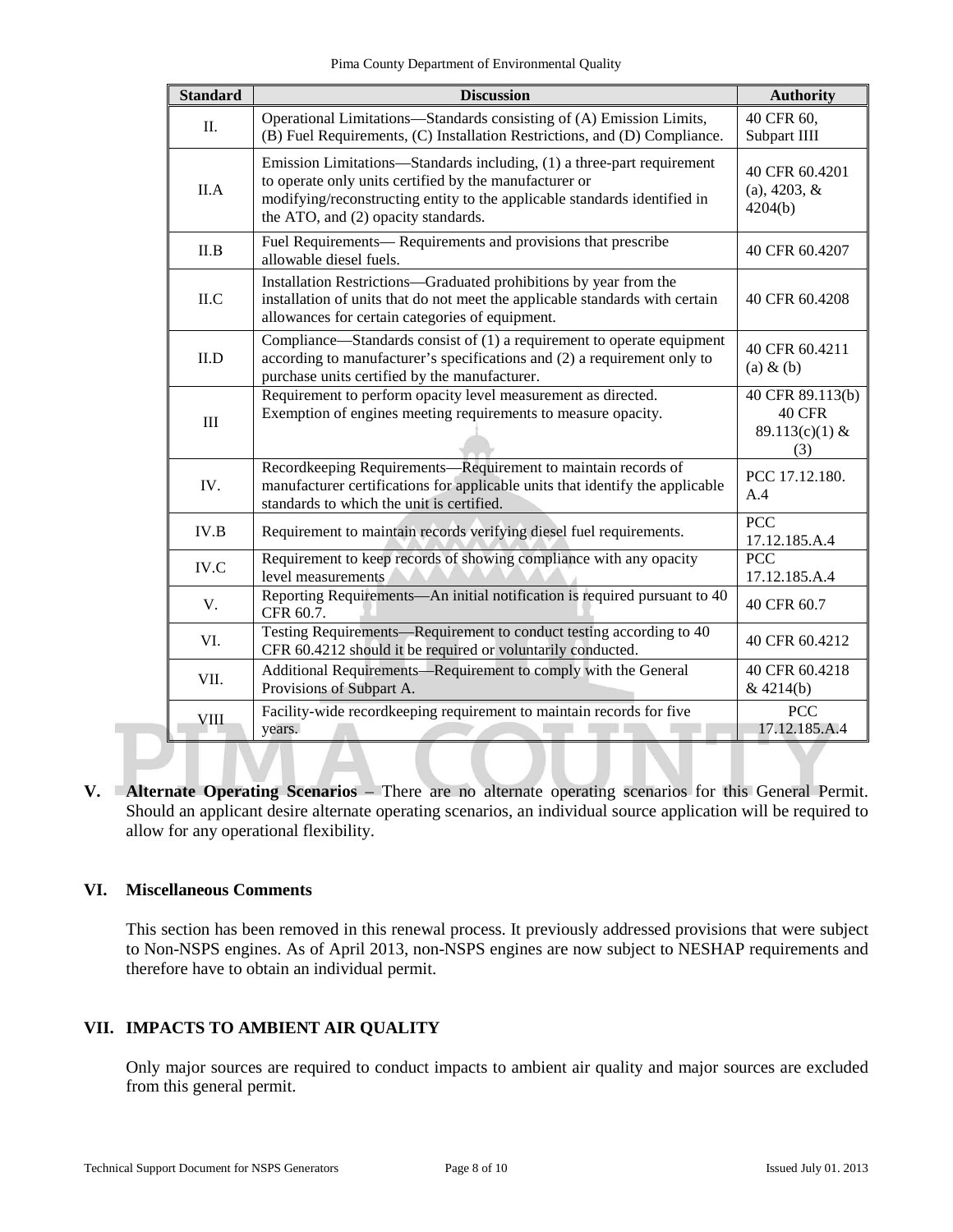| Standard | Discussion | Authority |
|---|---|---|
| II. | Operational Limitations—Standards consisting of (A) Emission Limits, (B) Fuel Requirements, (C) Installation Restrictions, and (D) Compliance. | 40 CFR 60, Subpart IIII |
| II.A | Emission Limitations—Standards including, (1) a three-part requirement to operate only units certified by the manufacturer or modifying/reconstructing entity to the applicable standards identified in the ATO, and (2) opacity standards. | 40 CFR 60.4201 (a), 4203, & 4204(b) |
| II.B | Fuel Requirements— Requirements and provisions that prescribe allowable diesel fuels. | 40 CFR 60.4207 |
| II.C | Installation Restrictions—Graduated prohibitions by year from the installation of units that do not meet the applicable standards with certain allowances for certain categories of equipment. | 40 CFR 60.4208 |
| II.D | Compliance—Standards consist of (1) a requirement to operate equipment according to manufacturer's specifications and (2) a requirement only to purchase units certified by the manufacturer. | 40 CFR 60.4211 (a) & (b) |
| III | Requirement to perform opacity level measurement as directed. Exemption of engines meeting requirements to measure opacity. | 40 CFR 89.113(b) 40 CFR 89.113(c)(1) & (3) |
| IV. | Recordkeeping Requirements—Requirement to maintain records of manufacturer certifications for applicable units that identify the applicable standards to which the unit is certified. | PCC 17.12.180. A.4 |
| IV.B | Requirement to maintain records verifying diesel fuel requirements. | PCC 17.12.185.A.4 |
| IV.C | Requirement to keep records of showing compliance with any opacity level measurements | PCC 17.12.185.A.4 |
| V. | Reporting Requirements—An initial notification is required pursuant to 40 CFR 60.7. | 40 CFR 60.7 |
| VI. | Testing Requirements—Requirement to conduct testing according to 40 CFR 60.4212 should it be required or voluntarily conducted. | 40 CFR 60.4212 |
| VII. | Additional Requirements—Requirement to comply with the General Provisions of Subpart A. | 40 CFR 60.4218 & 4214(b) |
| VIII | Facility-wide recordkeeping requirement to maintain records for five years. | PCC 17.12.185.A.4 |

**V. Alternate Operating Scenarios** – There are no alternate operating scenarios for this General Permit. Should an applicant desire alternate operating scenarios, an individual source application will be required to allow for any operational flexibility.

## VI. Miscellaneous Comments

This section has been removed in this renewal process. It previously addressed provisions that were subject to Non-NSPS engines. As of April 2013, non-NSPS engines are now subject to NESHAP requirements and therefore have to obtain an individual permit.

## VII. IMPACTS TO AMBIENT AIR QUALITY

Only major sources are required to conduct impacts to ambient air quality and major sources are excluded from this general permit.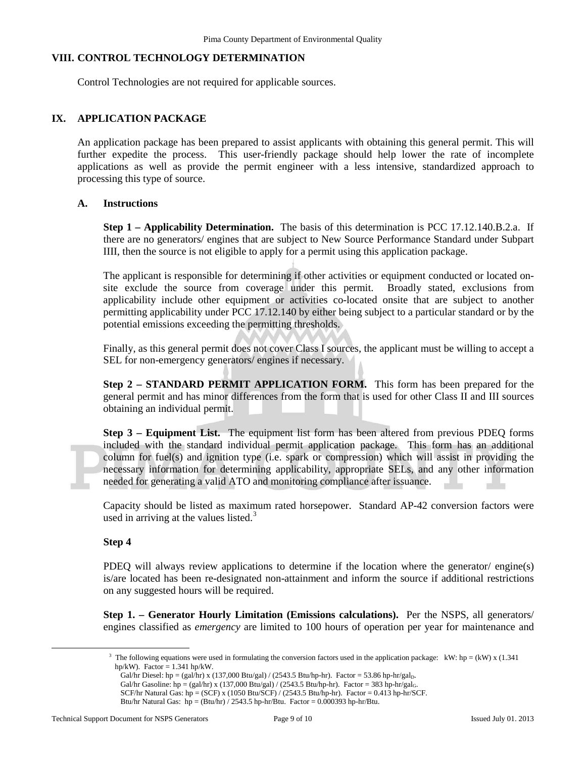## VIII. CONTROL TECHNOLOGY DETERMINATION

Control Technologies are not required for applicable sources.

## IX. APPLICATION PACKAGE

An application package has been prepared to assist applicants with obtaining this general permit. This will further expedite the process. This user-friendly package should help lower the rate of incomplete applications as well as provide the permit engineer with a less intensive, standardized approach to processing this type of source.

### A. Instructions

**Step 1 – Applicability Determination.** The basis of this determination is PCC 17.12.140.B.2.a. If there are no generators/ engines that are subject to New Source Performance Standard under Subpart IIII, then the source is not eligible to apply for a permit using this application package.

The applicant is responsible for determining if other activities or equipment conducted or located on-site exclude the source from coverage under this permit. Broadly stated, exclusions from applicability include other equipment or activities co-located onsite that are subject to another permitting applicability under PCC 17.12.140 by either being subject to a particular standard or by the potential emissions exceeding the permitting thresholds.

Finally, as this general permit does not cover Class I sources, the applicant must be willing to accept a SEL for non-emergency generators/ engines if necessary.

**Step 2 – STANDARD PERMIT APPLICATION FORM.** This form has been prepared for the general permit and has minor differences from the form that is used for other Class II and III sources obtaining an individual permit.

**Step 3 – Equipment List.** The equipment list form has been altered from previous PDEQ forms included with the standard individual permit application package. This form has an additional column for fuel(s) and ignition type (i.e. spark or compression) which will assist in providing the necessary information for determining applicability, appropriate SELs, and any other information needed for generating a valid ATO and monitoring compliance after issuance.

Capacity should be listed as maximum rated horsepower. Standard AP-42 conversion factors were used in arriving at the values listed.[3]

**Step 4**

PDEQ will always review applications to determine if the location where the generator/ engine(s) is/are located has been re-designated non-attainment and inform the source if additional restrictions on any suggested hours will be required.

**Step 1. – Generator Hourly Limitation (Emissions calculations).** Per the NSPS, all generators/ engines classified as *emergency* are limited to 100 hours of operation per year for maintenance and

---

[3] The following equations were used in formulating the conversion factors used in the application package: kW: hp = (kW) x (1.341 hp/kW). Factor = 1.341 hp/kW.
Gal/hr Diesel: hp = (gal/hr) x (137,000 Btu/gal) / (2543.5 Btu/hp-hr). Factor = 53.86 hp-hr/$gal_D$.
Gal/hr Gasoline: hp = (gal/hr) x (137,000 Btu/gal) / (2543.5 Btu/hp-hr). Factor = 383 hp-hr/$gal_G$.
SCF/hr Natural Gas: hp = (SCF) x (1050 Btu/SCF) / (2543.5 Btu/hp-hr). Factor = 0.413 hp-hr/SCF.
Btu/hr Natural Gas: hp = (Btu/hr) / 2543.5 hp-hr/Btu. Factor = 0.000393 hp-hr/Btu.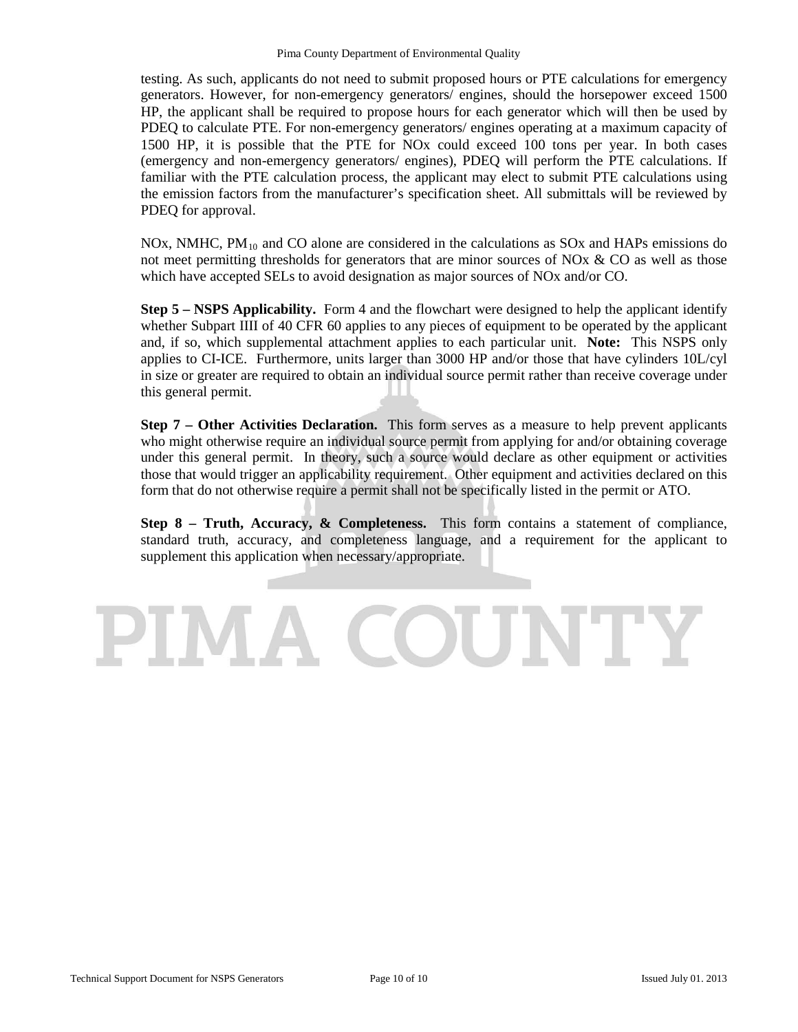testing. As such, applicants do not need to submit proposed hours or PTE calculations for emergency generators. However, for non-emergency generators/ engines, should the horsepower exceed 1500 HP, the applicant shall be required to propose hours for each generator which will then be used by PDEQ to calculate PTE. For non-emergency generators/ engines operating at a maximum capacity of 1500 HP, it is possible that the PTE for NOx could exceed 100 tons per year. In both cases (emergency and non-emergency generators/ engines), PDEQ will perform the PTE calculations. If familiar with the PTE calculation process, the applicant may elect to submit PTE calculations using the emission factors from the manufacturer's specification sheet. All submittals will be reviewed by PDEQ for approval.

NOx, NMHC, $PM_{10}$ and CO alone are considered in the calculations as SOx and HAPs emissions do not meet permitting thresholds for generators that are minor sources of NOx & CO as well as those which have accepted SELs to avoid designation as major sources of NOx and/or CO.

**Step 5 – NSPS Applicability.** Form 4 and the flowchart were designed to help the applicant identify whether Subpart IIII of 40 CFR 60 applies to any pieces of equipment to be operated by the applicant and, if so, which supplemental attachment applies to each particular unit. **Note:** This NSPS only applies to CI-ICE. Furthermore, units larger than 3000 HP and/or those that have cylinders 10L/cyl in size or greater are required to obtain an individual source permit rather than receive coverage under this general permit.

**Step 7 – Other Activities Declaration.** This form serves as a measure to help prevent applicants who might otherwise require an individual source permit from applying for and/or obtaining coverage under this general permit. In theory, such a source would declare as other equipment or activities those that would trigger an applicability requirement. Other equipment and activities declared on this form that do not otherwise require a permit shall not be specifically listed in the permit or ATO.

**Step 8 – Truth, Accuracy, & Completeness.** This form contains a statement of compliance, standard truth, accuracy, and completeness language, and a requirement for the applicant to supplement this application when necessary/appropriate.